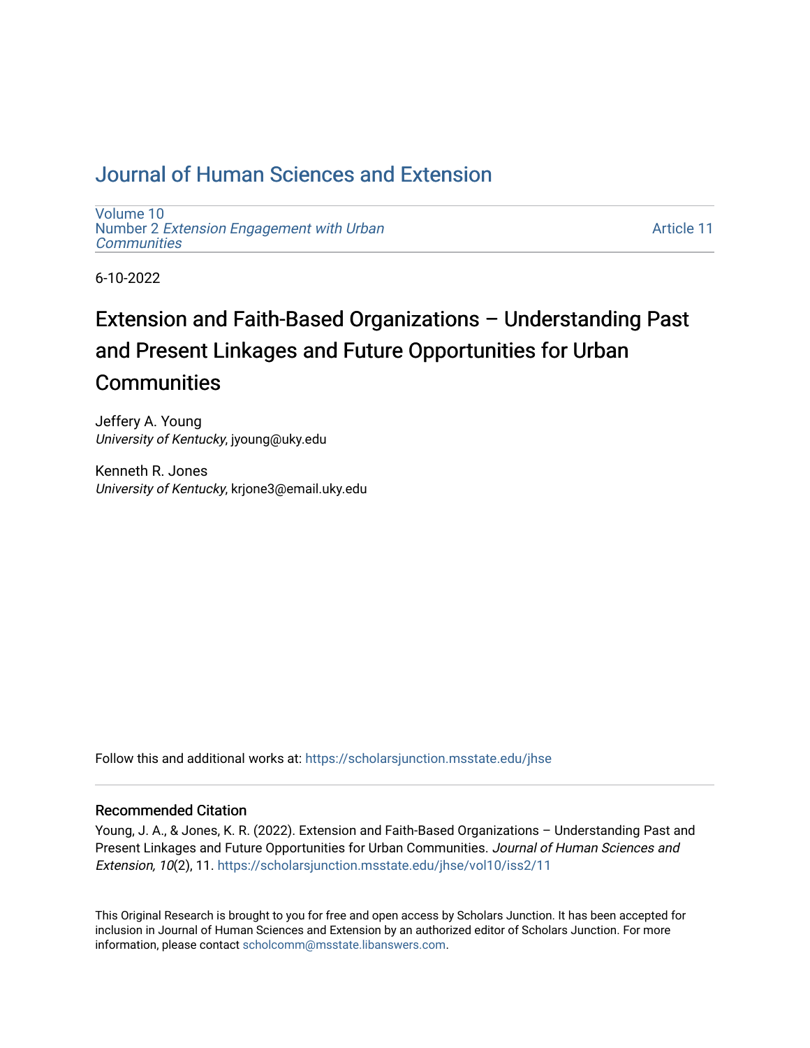# Journal of Human Sciences and Extension

Volume 10
Number 2 *Extension Engagement with Urban Communities*

Article 11

6-10-2022

## Extension and Faith-Based Organizations – Understanding Past and Present Linkages and Future Opportunities for Urban Communities

Jeffery A. Young
*University of Kentucky*, jyoung@uky.edu

Kenneth R. Jones
*University of Kentucky*, krjone3@email.uky.edu

Follow this and additional works at: https://scholarsjunction.msstate.edu/jhse

### Recommended Citation

Young, J. A., & Jones, K. R. (2022). Extension and Faith-Based Organizations – Understanding Past and Present Linkages and Future Opportunities for Urban Communities. *Journal of Human Sciences and Extension, 10*(2), 11. https://scholarsjunction.msstate.edu/jhse/vol10/iss2/11

This Original Research is brought to you for free and open access by Scholars Junction. It has been accepted for inclusion in Journal of Human Sciences and Extension by an authorized editor of Scholars Junction. For more information, please contact scholcomm@msstate.libanswers.com.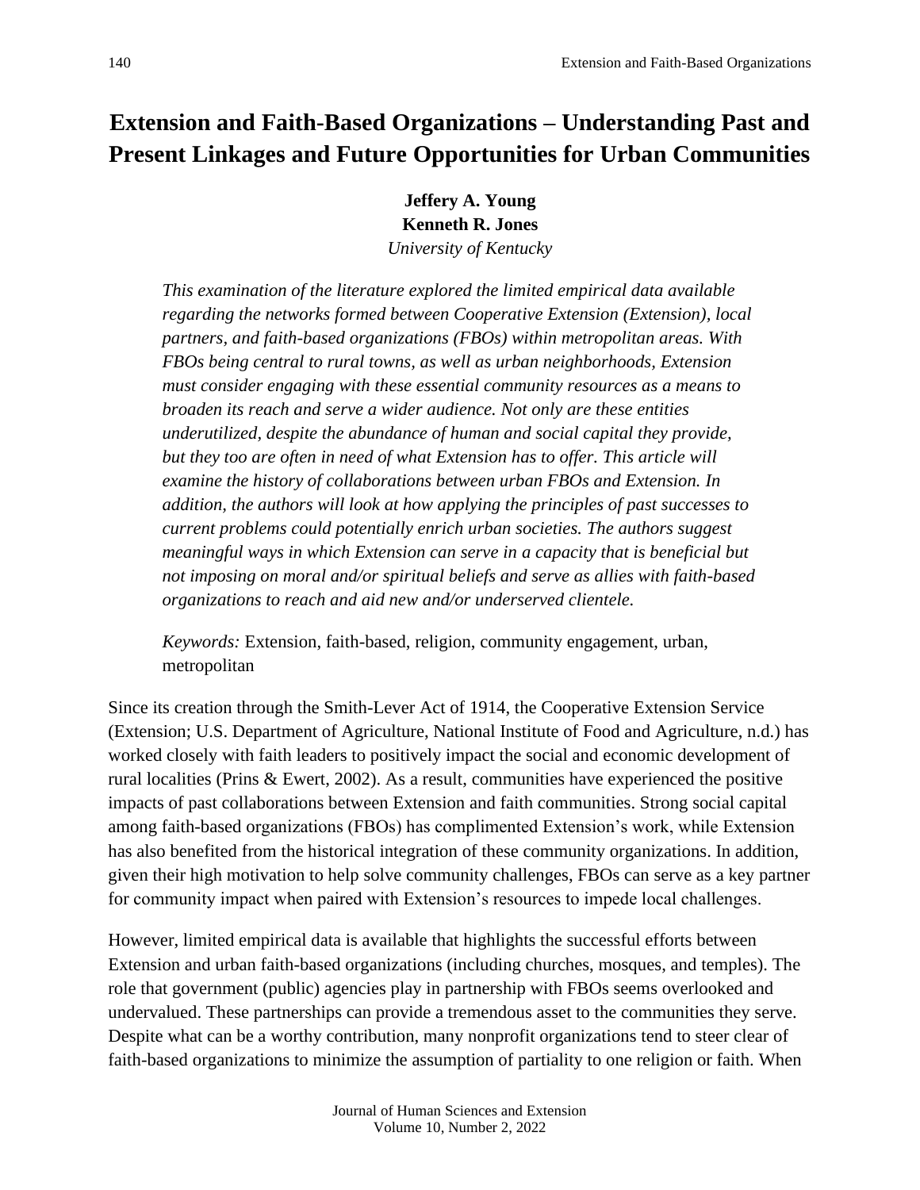# Extension and Faith-Based Organizations – Understanding Past and Present Linkages and Future Opportunities for Urban Communities

**Jeffery A. Young**
**Kenneth R. Jones**
*University of Kentucky*

> *This examination of the literature explored the limited empirical data available regarding the networks formed between Cooperative Extension (Extension), local partners, and faith-based organizations (FBOs) within metropolitan areas. With FBOs being central to rural towns, as well as urban neighborhoods, Extension must consider engaging with these essential community resources as a means to broaden its reach and serve a wider audience. Not only are these entities underutilized, despite the abundance of human and social capital they provide, but they too are often in need of what Extension has to offer. This article will examine the history of collaborations between urban FBOs and Extension. In addition, the authors will look at how applying the principles of past successes to current problems could potentially enrich urban societies. The authors suggest meaningful ways in which Extension can serve in a capacity that is beneficial but not imposing on moral and/or spiritual beliefs and serve as allies with faith-based organizations to reach and aid new and/or underserved clientele.*
>
> *Keywords:* Extension, faith-based, religion, community engagement, urban, metropolitan

Since its creation through the Smith-Lever Act of 1914, the Cooperative Extension Service (Extension; U.S. Department of Agriculture, National Institute of Food and Agriculture, n.d.) has worked closely with faith leaders to positively impact the social and economic development of rural localities (Prins & Ewert, 2002). As a result, communities have experienced the positive impacts of past collaborations between Extension and faith communities. Strong social capital among faith-based organizations (FBOs) has complimented Extension's work, while Extension has also benefited from the historical integration of these community organizations. In addition, given their high motivation to help solve community challenges, FBOs can serve as a key partner for community impact when paired with Extension's resources to impede local challenges.

However, limited empirical data is available that highlights the successful efforts between Extension and urban faith-based organizations (including churches, mosques, and temples). The role that government (public) agencies play in partnership with FBOs seems overlooked and undervalued. These partnerships can provide a tremendous asset to the communities they serve. Despite what can be a worthy contribution, many nonprofit organizations tend to steer clear of faith-based organizations to minimize the assumption of partiality to one religion or faith. When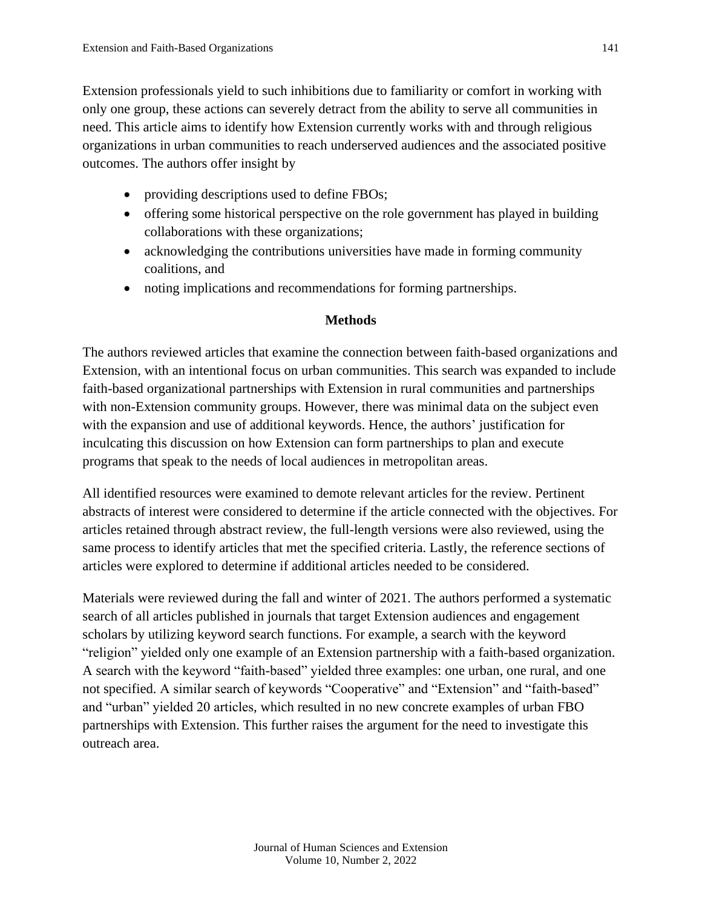Extension professionals yield to such inhibitions due to familiarity or comfort in working with only one group, these actions can severely detract from the ability to serve all communities in need. This article aims to identify how Extension currently works with and through religious organizations in urban communities to reach underserved audiences and the associated positive outcomes. The authors offer insight by

- providing descriptions used to define FBOs;
- offering some historical perspective on the role government has played in building collaborations with these organizations;
- acknowledging the contributions universities have made in forming community coalitions, and
- noting implications and recommendations for forming partnerships.

## Methods

The authors reviewed articles that examine the connection between faith-based organizations and Extension, with an intentional focus on urban communities. This search was expanded to include faith-based organizational partnerships with Extension in rural communities and partnerships with non-Extension community groups. However, there was minimal data on the subject even with the expansion and use of additional keywords. Hence, the authors' justification for inculcating this discussion on how Extension can form partnerships to plan and execute programs that speak to the needs of local audiences in metropolitan areas.

All identified resources were examined to demote relevant articles for the review. Pertinent abstracts of interest were considered to determine if the article connected with the objectives. For articles retained through abstract review, the full-length versions were also reviewed, using the same process to identify articles that met the specified criteria. Lastly, the reference sections of articles were explored to determine if additional articles needed to be considered.

Materials were reviewed during the fall and winter of 2021. The authors performed a systematic search of all articles published in journals that target Extension audiences and engagement scholars by utilizing keyword search functions. For example, a search with the keyword "religion" yielded only one example of an Extension partnership with a faith-based organization. A search with the keyword "faith-based" yielded three examples: one urban, one rural, and one not specified. A similar search of keywords "Cooperative" and "Extension" and "faith-based" and "urban" yielded 20 articles, which resulted in no new concrete examples of urban FBO partnerships with Extension. This further raises the argument for the need to investigate this outreach area.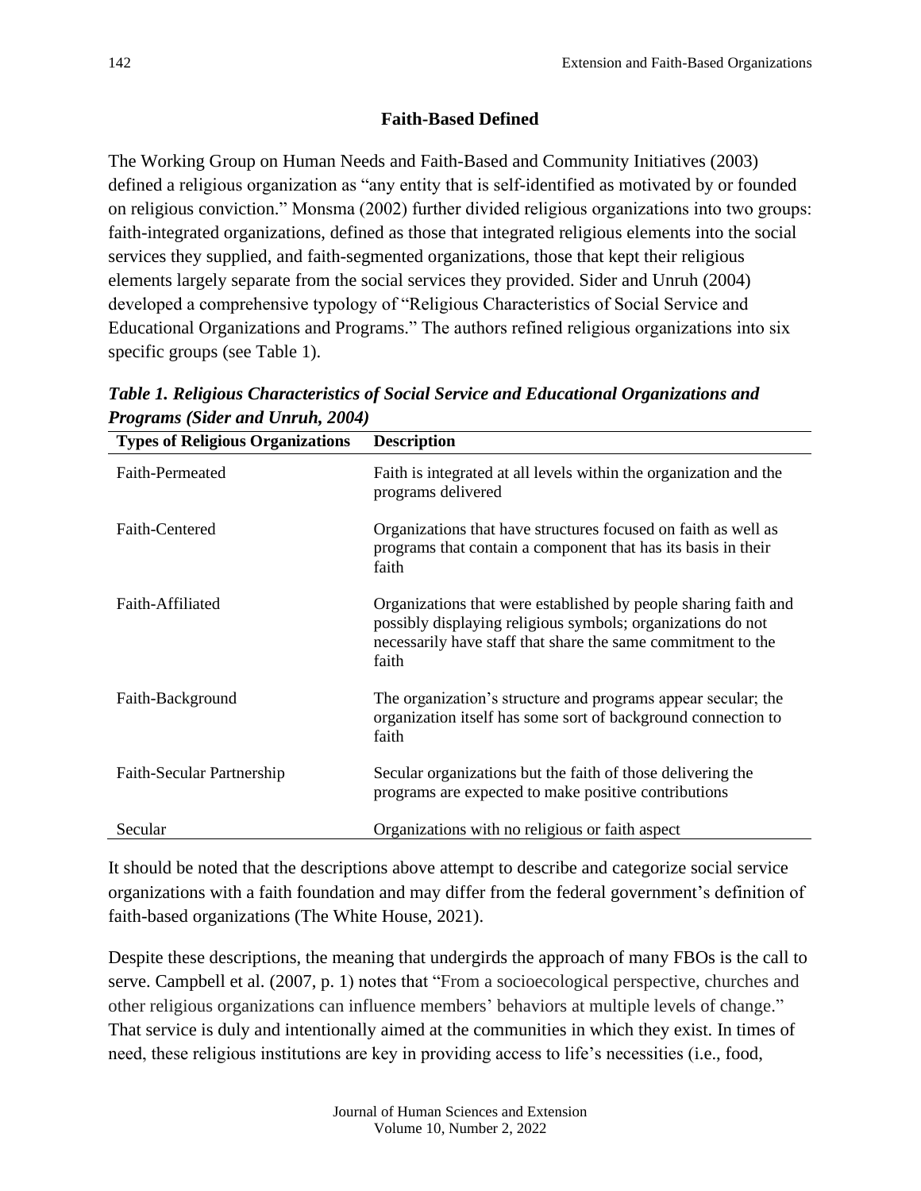## Faith-Based Defined

The Working Group on Human Needs and Faith-Based and Community Initiatives (2003) defined a religious organization as "any entity that is self-identified as motivated by or founded on religious conviction." Monsma (2002) further divided religious organizations into two groups: faith-integrated organizations, defined as those that integrated religious elements into the social services they supplied, and faith-segmented organizations, those that kept their religious elements largely separate from the social services they provided. Sider and Unruh (2004) developed a comprehensive typology of "Religious Characteristics of Social Service and Educational Organizations and Programs." The authors refined religious organizations into six specific groups (see Table 1).

***Table 1. Religious Characteristics of Social Service and Educational Organizations and Programs (Sider and Unruh, 2004)***

| Types of Religious Organizations | Description |
|---|---|
| Faith-Permeated | Faith is integrated at all levels within the organization and the programs delivered |
| Faith-Centered | Organizations that have structures focused on faith as well as programs that contain a component that has its basis in their faith |
| Faith-Affiliated | Organizations that were established by people sharing faith and possibly displaying religious symbols; organizations do not necessarily have staff that share the same commitment to the faith |
| Faith-Background | The organization's structure and programs appear secular; the organization itself has some sort of background connection to faith |
| Faith-Secular Partnership | Secular organizations but the faith of those delivering the programs are expected to make positive contributions |
| Secular | Organizations with no religious or faith aspect |

It should be noted that the descriptions above attempt to describe and categorize social service organizations with a faith foundation and may differ from the federal government's definition of faith-based organizations (The White House, 2021).

Despite these descriptions, the meaning that undergirds the approach of many FBOs is the call to serve. Campbell et al. (2007, p. 1) notes that "From a socioecological perspective, churches and other religious organizations can influence members' behaviors at multiple levels of change." That service is duly and intentionally aimed at the communities in which they exist. In times of need, these religious institutions are key in providing access to life's necessities (i.e., food,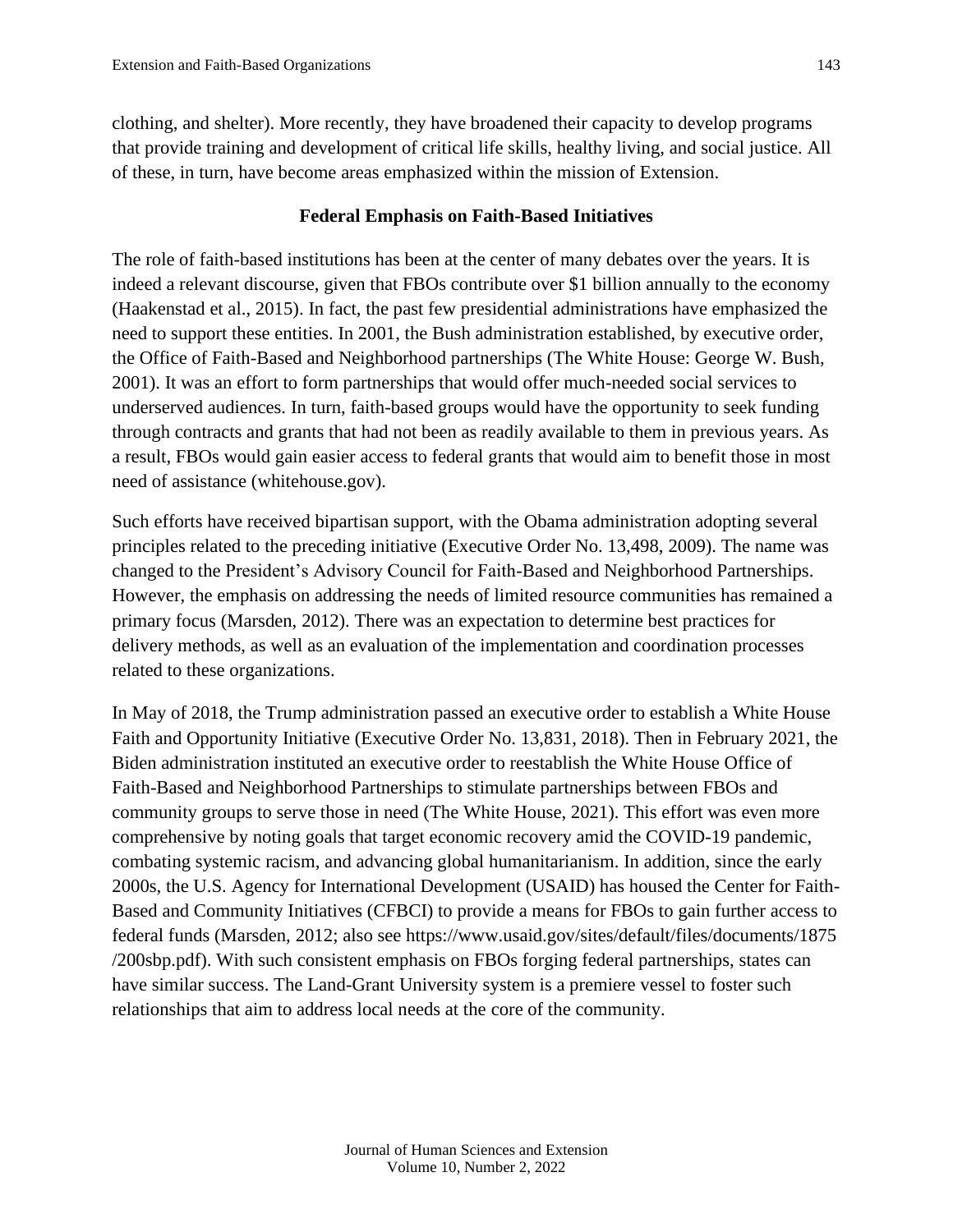clothing, and shelter). More recently, they have broadened their capacity to develop programs that provide training and development of critical life skills, healthy living, and social justice. All of these, in turn, have become areas emphasized within the mission of Extension.

## Federal Emphasis on Faith-Based Initiatives

The role of faith-based institutions has been at the center of many debates over the years. It is indeed a relevant discourse, given that FBOs contribute over $1 billion annually to the economy (Haakenstad et al., 2015). In fact, the past few presidential administrations have emphasized the need to support these entities. In 2001, the Bush administration established, by executive order, the Office of Faith-Based and Neighborhood partnerships (The White House: George W. Bush, 2001). It was an effort to form partnerships that would offer much-needed social services to underserved audiences. In turn, faith-based groups would have the opportunity to seek funding through contracts and grants that had not been as readily available to them in previous years. As a result, FBOs would gain easier access to federal grants that would aim to benefit those in most need of assistance (whitehouse.gov).

Such efforts have received bipartisan support, with the Obama administration adopting several principles related to the preceding initiative (Executive Order No. 13,498, 2009). The name was changed to the President's Advisory Council for Faith-Based and Neighborhood Partnerships. However, the emphasis on addressing the needs of limited resource communities has remained a primary focus (Marsden, 2012). There was an expectation to determine best practices for delivery methods, as well as an evaluation of the implementation and coordination processes related to these organizations.

In May of 2018, the Trump administration passed an executive order to establish a White House Faith and Opportunity Initiative (Executive Order No. 13,831, 2018). Then in February 2021, the Biden administration instituted an executive order to reestablish the White House Office of Faith-Based and Neighborhood Partnerships to stimulate partnerships between FBOs and community groups to serve those in need (The White House, 2021). This effort was even more comprehensive by noting goals that target economic recovery amid the COVID-19 pandemic, combating systemic racism, and advancing global humanitarianism. In addition, since the early 2000s, the U.S. Agency for International Development (USAID) has housed the Center for Faith-Based and Community Initiatives (CFBCI) to provide a means for FBOs to gain further access to federal funds (Marsden, 2012; also see https://www.usaid.gov/sites/default/files/documents/1875/200sbp.pdf). With such consistent emphasis on FBOs forging federal partnerships, states can have similar success. The Land-Grant University system is a premiere vessel to foster such relationships that aim to address local needs at the core of the community.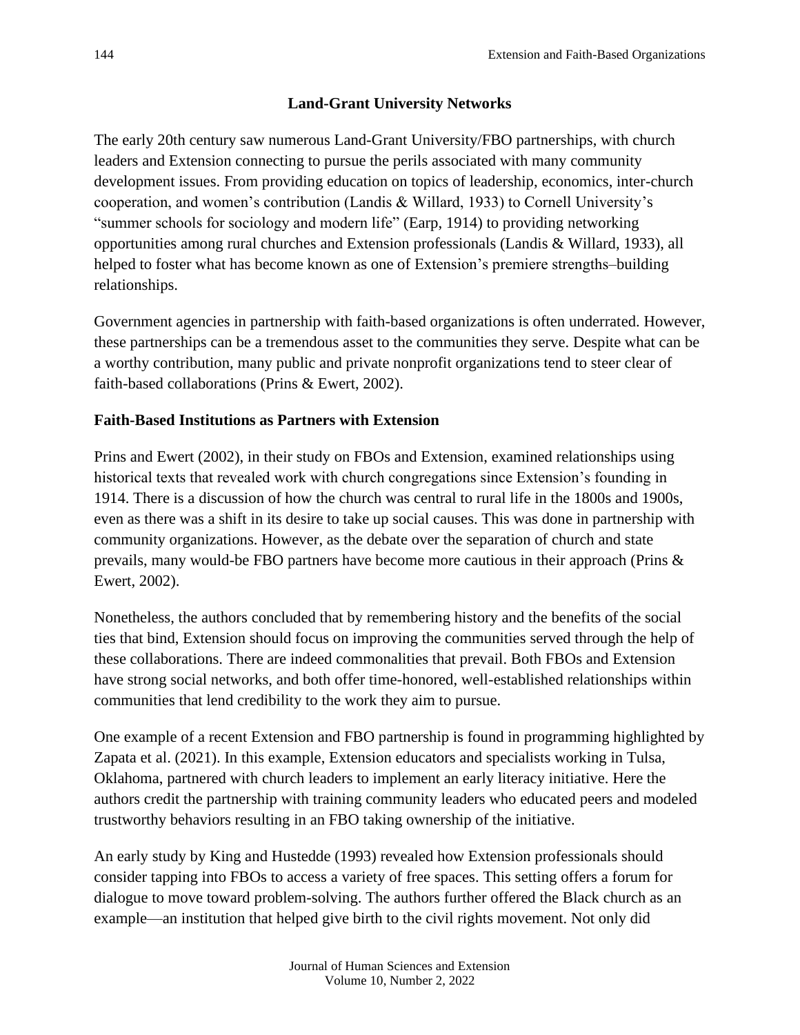## Land-Grant University Networks

The early 20th century saw numerous Land-Grant University/FBO partnerships, with church leaders and Extension connecting to pursue the perils associated with many community development issues. From providing education on topics of leadership, economics, inter-church cooperation, and women's contribution (Landis & Willard, 1933) to Cornell University's "summer schools for sociology and modern life" (Earp, 1914) to providing networking opportunities among rural churches and Extension professionals (Landis & Willard, 1933), all helped to foster what has become known as one of Extension's premiere strengths–building relationships.

Government agencies in partnership with faith-based organizations is often underrated. However, these partnerships can be a tremendous asset to the communities they serve. Despite what can be a worthy contribution, many public and private nonprofit organizations tend to steer clear of faith-based collaborations (Prins & Ewert, 2002).

### Faith-Based Institutions as Partners with Extension

Prins and Ewert (2002), in their study on FBOs and Extension, examined relationships using historical texts that revealed work with church congregations since Extension's founding in 1914. There is a discussion of how the church was central to rural life in the 1800s and 1900s, even as there was a shift in its desire to take up social causes. This was done in partnership with community organizations. However, as the debate over the separation of church and state prevails, many would-be FBO partners have become more cautious in their approach (Prins & Ewert, 2002).

Nonetheless, the authors concluded that by remembering history and the benefits of the social ties that bind, Extension should focus on improving the communities served through the help of these collaborations. There are indeed commonalities that prevail. Both FBOs and Extension have strong social networks, and both offer time-honored, well-established relationships within communities that lend credibility to the work they aim to pursue.

One example of a recent Extension and FBO partnership is found in programming highlighted by Zapata et al. (2021). In this example, Extension educators and specialists working in Tulsa, Oklahoma, partnered with church leaders to implement an early literacy initiative. Here the authors credit the partnership with training community leaders who educated peers and modeled trustworthy behaviors resulting in an FBO taking ownership of the initiative.

An early study by King and Hustedde (1993) revealed how Extension professionals should consider tapping into FBOs to access a variety of free spaces. This setting offers a forum for dialogue to move toward problem-solving. The authors further offered the Black church as an example—an institution that helped give birth to the civil rights movement. Not only did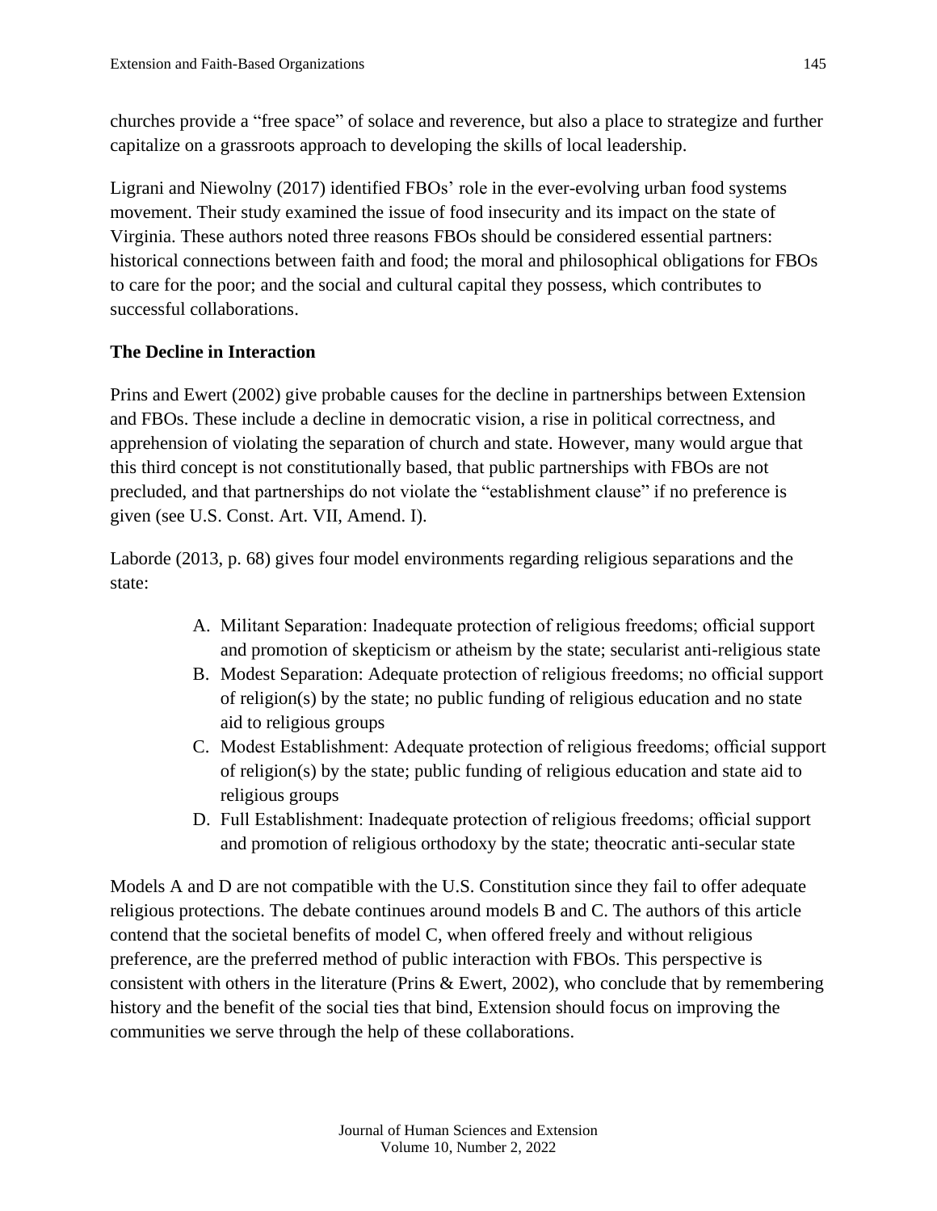churches provide a "free space" of solace and reverence, but also a place to strategize and further capitalize on a grassroots approach to developing the skills of local leadership.

Ligrani and Niewolny (2017) identified FBOs' role in the ever-evolving urban food systems movement. Their study examined the issue of food insecurity and its impact on the state of Virginia. These authors noted three reasons FBOs should be considered essential partners: historical connections between faith and food; the moral and philosophical obligations for FBOs to care for the poor; and the social and cultural capital they possess, which contributes to successful collaborations.

### The Decline in Interaction

Prins and Ewert (2002) give probable causes for the decline in partnerships between Extension and FBOs. These include a decline in democratic vision, a rise in political correctness, and apprehension of violating the separation of church and state. However, many would argue that this third concept is not constitutionally based, that public partnerships with FBOs are not precluded, and that partnerships do not violate the "establishment clause" if no preference is given (see U.S. Const. Art. VII, Amend. I).

Laborde (2013, p. 68) gives four model environments regarding religious separations and the state:

A. Militant Separation: Inadequate protection of religious freedoms; official support and promotion of skepticism or atheism by the state; secularist anti-religious state
B. Modest Separation: Adequate protection of religious freedoms; no official support of religion(s) by the state; no public funding of religious education and no state aid to religious groups
C. Modest Establishment: Adequate protection of religious freedoms; official support of religion(s) by the state; public funding of religious education and state aid to religious groups
D. Full Establishment: Inadequate protection of religious freedoms; official support and promotion of religious orthodoxy by the state; theocratic anti-secular state

Models A and D are not compatible with the U.S. Constitution since they fail to offer adequate religious protections. The debate continues around models B and C. The authors of this article contend that the societal benefits of model C, when offered freely and without religious preference, are the preferred method of public interaction with FBOs. This perspective is consistent with others in the literature (Prins & Ewert, 2002), who conclude that by remembering history and the benefit of the social ties that bind, Extension should focus on improving the communities we serve through the help of these collaborations.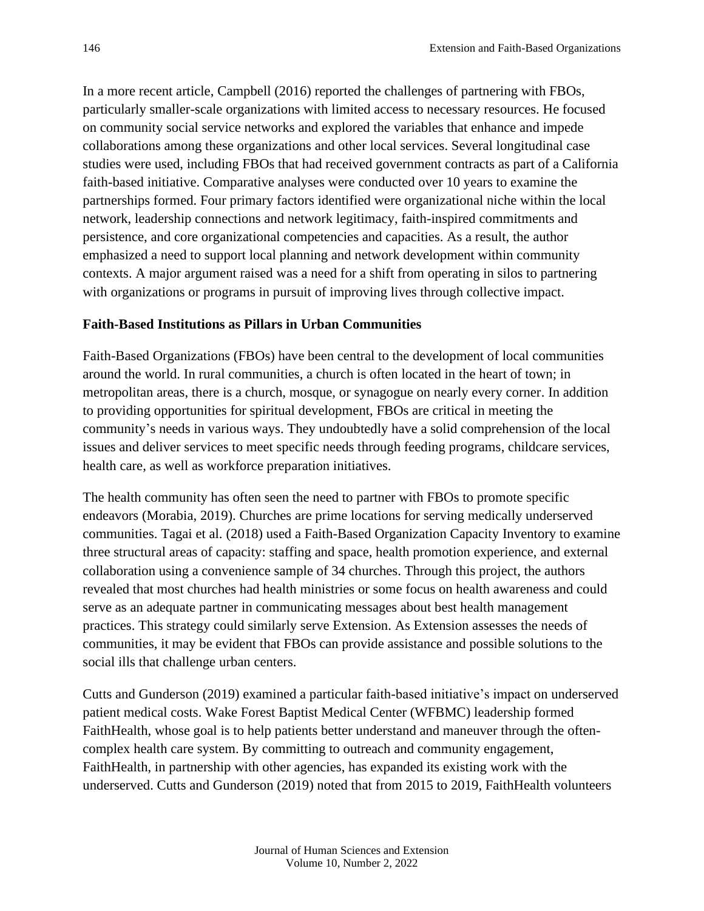In a more recent article, Campbell (2016) reported the challenges of partnering with FBOs, particularly smaller-scale organizations with limited access to necessary resources. He focused on community social service networks and explored the variables that enhance and impede collaborations among these organizations and other local services. Several longitudinal case studies were used, including FBOs that had received government contracts as part of a California faith-based initiative. Comparative analyses were conducted over 10 years to examine the partnerships formed. Four primary factors identified were organizational niche within the local network, leadership connections and network legitimacy, faith-inspired commitments and persistence, and core organizational competencies and capacities. As a result, the author emphasized a need to support local planning and network development within community contexts. A major argument raised was a need for a shift from operating in silos to partnering with organizations or programs in pursuit of improving lives through collective impact.

**Faith-Based Institutions as Pillars in Urban Communities**

Faith-Based Organizations (FBOs) have been central to the development of local communities around the world. In rural communities, a church is often located in the heart of town; in metropolitan areas, there is a church, mosque, or synagogue on nearly every corner. In addition to providing opportunities for spiritual development, FBOs are critical in meeting the community's needs in various ways. They undoubtedly have a solid comprehension of the local issues and deliver services to meet specific needs through feeding programs, childcare services, health care, as well as workforce preparation initiatives.

The health community has often seen the need to partner with FBOs to promote specific endeavors (Morabia, 2019). Churches are prime locations for serving medically underserved communities. Tagai et al. (2018) used a Faith-Based Organization Capacity Inventory to examine three structural areas of capacity: staffing and space, health promotion experience, and external collaboration using a convenience sample of 34 churches. Through this project, the authors revealed that most churches had health ministries or some focus on health awareness and could serve as an adequate partner in communicating messages about best health management practices. This strategy could similarly serve Extension. As Extension assesses the needs of communities, it may be evident that FBOs can provide assistance and possible solutions to the social ills that challenge urban centers.

Cutts and Gunderson (2019) examined a particular faith-based initiative's impact on underserved patient medical costs. Wake Forest Baptist Medical Center (WFBMC) leadership formed FaithHealth, whose goal is to help patients better understand and maneuver through the often-complex health care system. By committing to outreach and community engagement, FaithHealth, in partnership with other agencies, has expanded its existing work with the underserved. Cutts and Gunderson (2019) noted that from 2015 to 2019, FaithHealth volunteers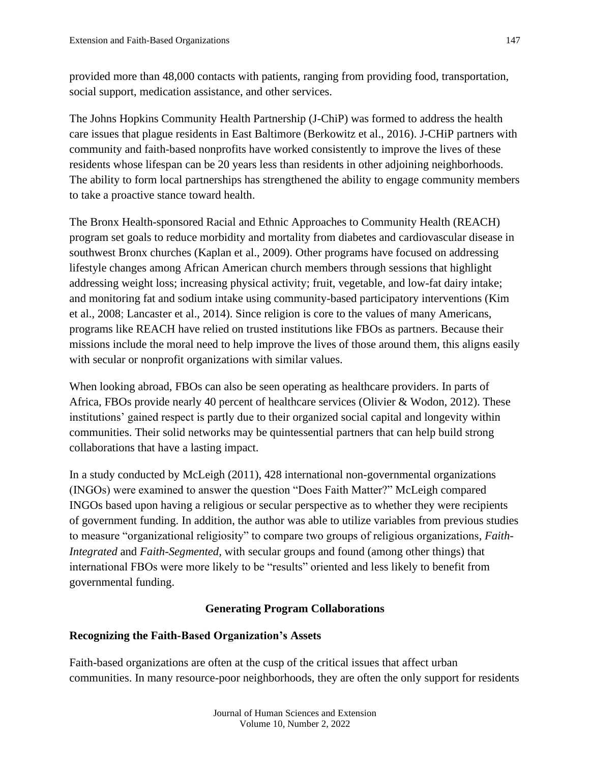provided more than 48,000 contacts with patients, ranging from providing food, transportation, social support, medication assistance, and other services.

The Johns Hopkins Community Health Partnership (J-ChiP) was formed to address the health care issues that plague residents in East Baltimore (Berkowitz et al., 2016). J-CHiP partners with community and faith-based nonprofits have worked consistently to improve the lives of these residents whose lifespan can be 20 years less than residents in other adjoining neighborhoods. The ability to form local partnerships has strengthened the ability to engage community members to take a proactive stance toward health.

The Bronx Health-sponsored Racial and Ethnic Approaches to Community Health (REACH) program set goals to reduce morbidity and mortality from diabetes and cardiovascular disease in southwest Bronx churches (Kaplan et al., 2009). Other programs have focused on addressing lifestyle changes among African American church members through sessions that highlight addressing weight loss; increasing physical activity; fruit, vegetable, and low-fat dairy intake; and monitoring fat and sodium intake using community-based participatory interventions (Kim et al., 2008; Lancaster et al., 2014). Since religion is core to the values of many Americans, programs like REACH have relied on trusted institutions like FBOs as partners. Because their missions include the moral need to help improve the lives of those around them, this aligns easily with secular or nonprofit organizations with similar values.

When looking abroad, FBOs can also be seen operating as healthcare providers. In parts of Africa, FBOs provide nearly 40 percent of healthcare services (Olivier & Wodon, 2012). These institutions' gained respect is partly due to their organized social capital and longevity within communities. Their solid networks may be quintessential partners that can help build strong collaborations that have a lasting impact.

In a study conducted by McLeigh (2011), 428 international non-governmental organizations (INGOs) were examined to answer the question "Does Faith Matter?" McLeigh compared INGOs based upon having a religious or secular perspective as to whether they were recipients of government funding. In addition, the author was able to utilize variables from previous studies to measure "organizational religiosity" to compare two groups of religious organizations, *Faith-Integrated* and *Faith-Segmented*, with secular groups and found (among other things) that international FBOs were more likely to be "results" oriented and less likely to benefit from governmental funding.

## Generating Program Collaborations

### Recognizing the Faith-Based Organization's Assets

Faith-based organizations are often at the cusp of the critical issues that affect urban communities. In many resource-poor neighborhoods, they are often the only support for residents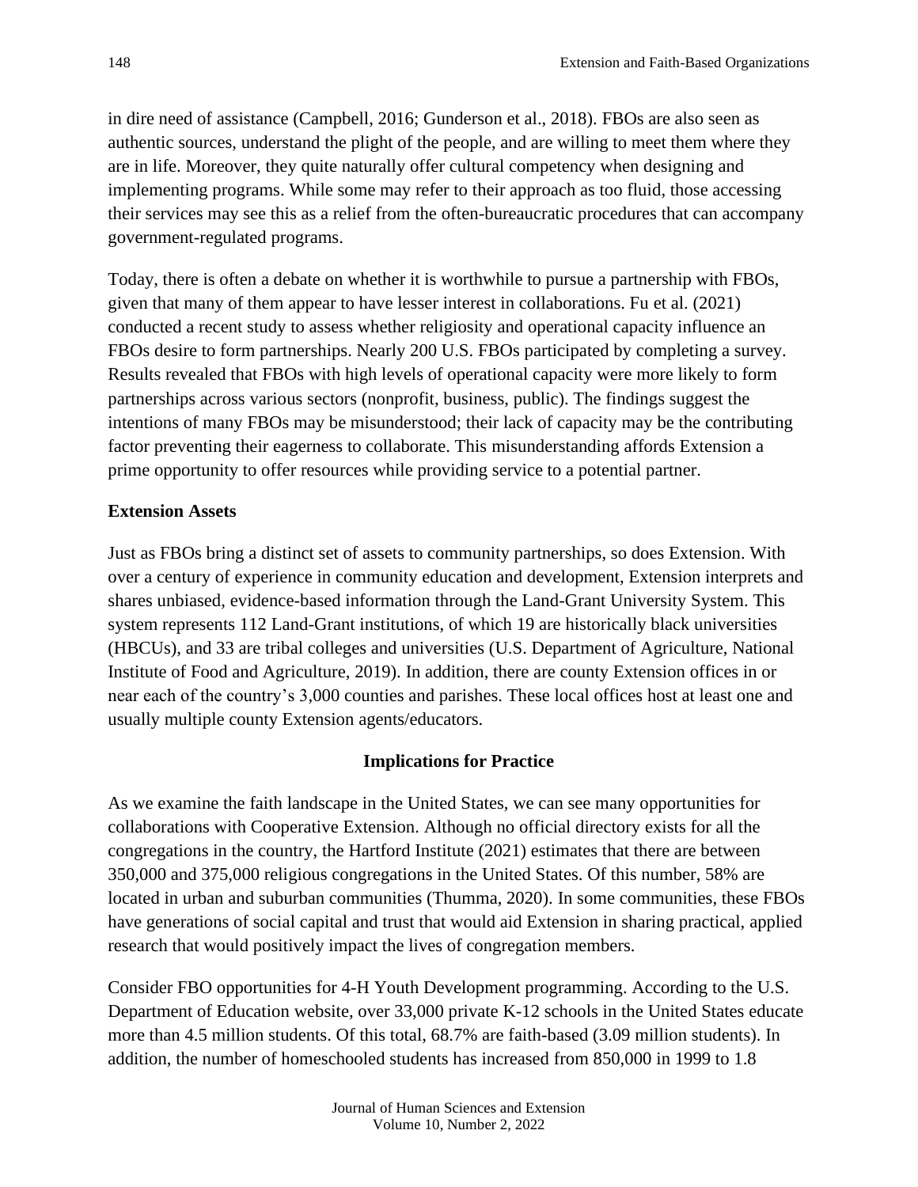in dire need of assistance (Campbell, 2016; Gunderson et al., 2018). FBOs are also seen as authentic sources, understand the plight of the people, and are willing to meet them where they are in life. Moreover, they quite naturally offer cultural competency when designing and implementing programs. While some may refer to their approach as too fluid, those accessing their services may see this as a relief from the often-bureaucratic procedures that can accompany government-regulated programs.

Today, there is often a debate on whether it is worthwhile to pursue a partnership with FBOs, given that many of them appear to have lesser interest in collaborations. Fu et al. (2021) conducted a recent study to assess whether religiosity and operational capacity influence an FBOs desire to form partnerships. Nearly 200 U.S. FBOs participated by completing a survey. Results revealed that FBOs with high levels of operational capacity were more likely to form partnerships across various sectors (nonprofit, business, public). The findings suggest the intentions of many FBOs may be misunderstood; their lack of capacity may be the contributing factor preventing their eagerness to collaborate. This misunderstanding affords Extension a prime opportunity to offer resources while providing service to a potential partner.

### Extension Assets

Just as FBOs bring a distinct set of assets to community partnerships, so does Extension. With over a century of experience in community education and development, Extension interprets and shares unbiased, evidence-based information through the Land-Grant University System. This system represents 112 Land-Grant institutions, of which 19 are historically black universities (HBCUs), and 33 are tribal colleges and universities (U.S. Department of Agriculture, National Institute of Food and Agriculture, 2019). In addition, there are county Extension offices in or near each of the country's 3,000 counties and parishes. These local offices host at least one and usually multiple county Extension agents/educators.

## Implications for Practice

As we examine the faith landscape in the United States, we can see many opportunities for collaborations with Cooperative Extension. Although no official directory exists for all the congregations in the country, the Hartford Institute (2021) estimates that there are between 350,000 and 375,000 religious congregations in the United States. Of this number, 58% are located in urban and suburban communities (Thumma, 2020). In some communities, these FBOs have generations of social capital and trust that would aid Extension in sharing practical, applied research that would positively impact the lives of congregation members.

Consider FBO opportunities for 4-H Youth Development programming. According to the U.S. Department of Education website, over 33,000 private K-12 schools in the United States educate more than 4.5 million students. Of this total, 68.7% are faith-based (3.09 million students). In addition, the number of homeschooled students has increased from 850,000 in 1999 to 1.8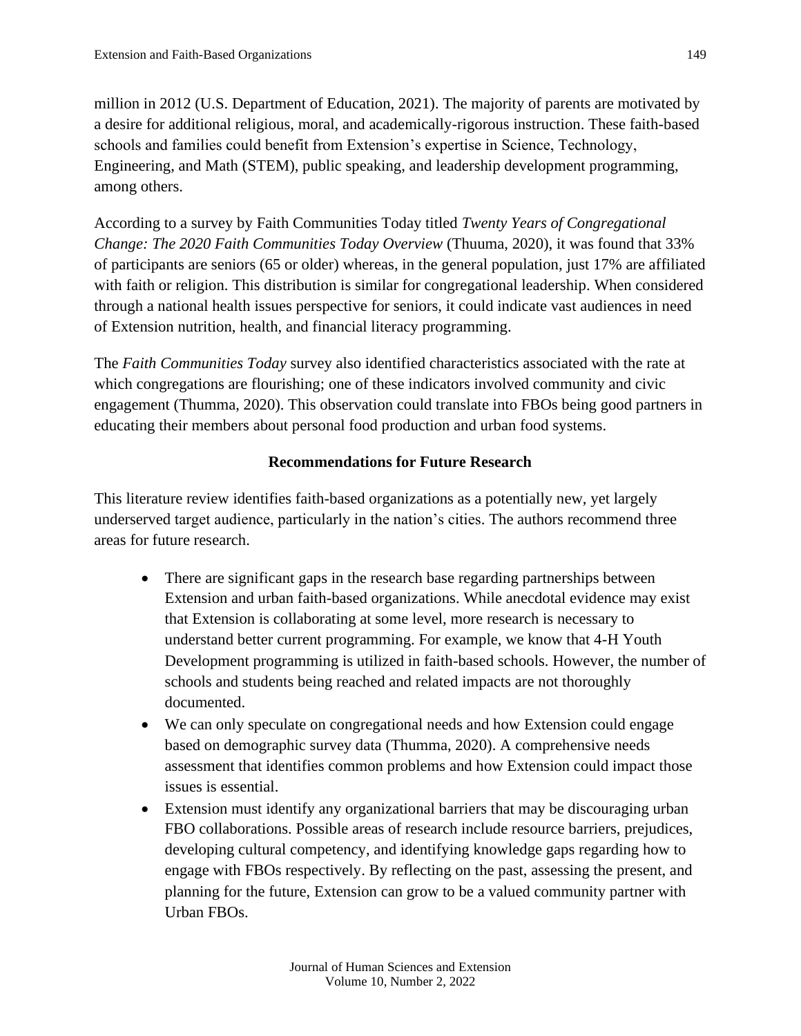million in 2012 (U.S. Department of Education, 2021). The majority of parents are motivated by a desire for additional religious, moral, and academically-rigorous instruction. These faith-based schools and families could benefit from Extension's expertise in Science, Technology, Engineering, and Math (STEM), public speaking, and leadership development programming, among others.

According to a survey by Faith Communities Today titled *Twenty Years of Congregational Change: The 2020 Faith Communities Today Overview* (Thuuma, 2020), it was found that 33% of participants are seniors (65 or older) whereas, in the general population, just 17% are affiliated with faith or religion. This distribution is similar for congregational leadership. When considered through a national health issues perspective for seniors, it could indicate vast audiences in need of Extension nutrition, health, and financial literacy programming.

The *Faith Communities Today* survey also identified characteristics associated with the rate at which congregations are flourishing; one of these indicators involved community and civic engagement (Thumma, 2020). This observation could translate into FBOs being good partners in educating their members about personal food production and urban food systems.

## Recommendations for Future Research

This literature review identifies faith-based organizations as a potentially new, yet largely underserved target audience, particularly in the nation's cities. The authors recommend three areas for future research.

- There are significant gaps in the research base regarding partnerships between Extension and urban faith-based organizations. While anecdotal evidence may exist that Extension is collaborating at some level, more research is necessary to understand better current programming. For example, we know that 4-H Youth Development programming is utilized in faith-based schools. However, the number of schools and students being reached and related impacts are not thoroughly documented.
- We can only speculate on congregational needs and how Extension could engage based on demographic survey data (Thumma, 2020). A comprehensive needs assessment that identifies common problems and how Extension could impact those issues is essential.
- Extension must identify any organizational barriers that may be discouraging urban FBO collaborations. Possible areas of research include resource barriers, prejudices, developing cultural competency, and identifying knowledge gaps regarding how to engage with FBOs respectively. By reflecting on the past, assessing the present, and planning for the future, Extension can grow to be a valued community partner with Urban FBOs.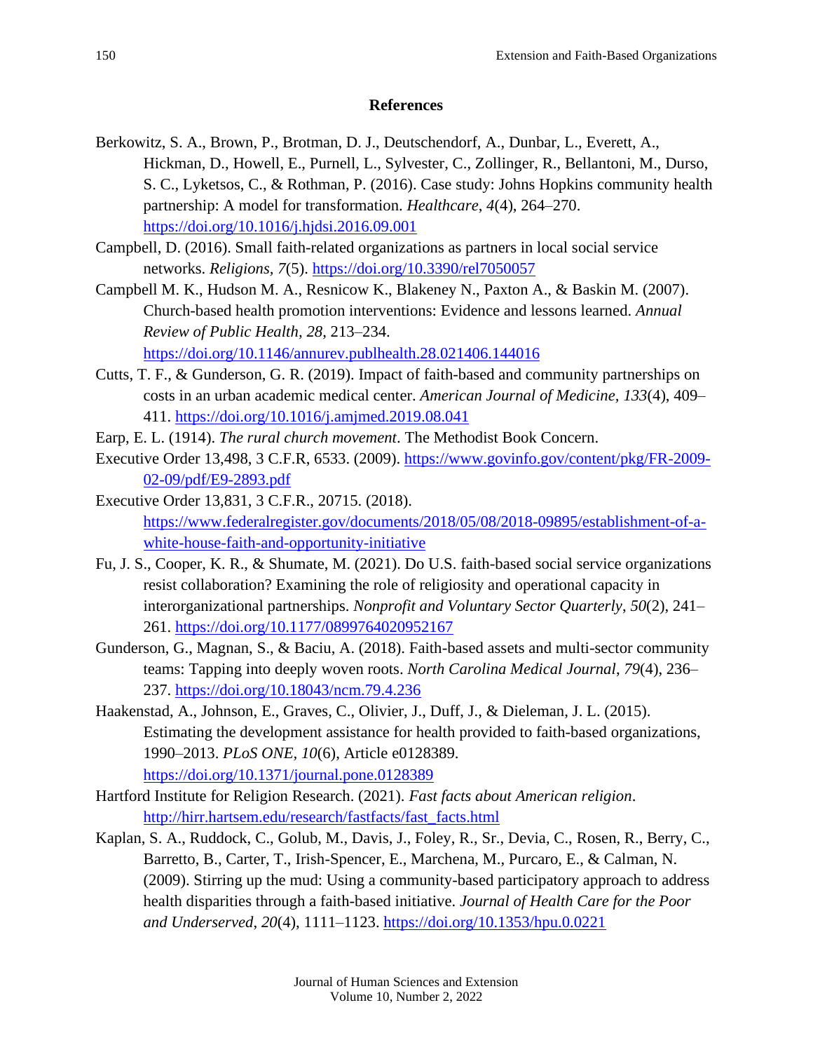## References

Berkowitz, S. A., Brown, P., Brotman, D. J., Deutschendorf, A., Dunbar, L., Everett, A., Hickman, D., Howell, E., Purnell, L., Sylvester, C., Zollinger, R., Bellantoni, M., Durso, S. C., Lyketsos, C., & Rothman, P. (2016). Case study: Johns Hopkins community health partnership: A model for transformation. *Healthcare*, *4*(4), 264–270. https://doi.org/10.1016/j.hjdsi.2016.09.001

Campbell, D. (2016). Small faith-related organizations as partners in local social service networks. *Religions*, *7*(5). https://doi.org/10.3390/rel7050057

Campbell M. K., Hudson M. A., Resnicow K., Blakeney N., Paxton A., & Baskin M. (2007). Church-based health promotion interventions: Evidence and lessons learned. *Annual Review of Public Health*, *28*, 213–234. https://doi.org/10.1146/annurev.publhealth.28.021406.144016

Cutts, T. F., & Gunderson, G. R. (2019). Impact of faith-based and community partnerships on costs in an urban academic medical center. *American Journal of Medicine*, *133*(4), 409–411. https://doi.org/10.1016/j.amjmed.2019.08.041

Earp, E. L. (1914). *The rural church movement*. The Methodist Book Concern.

Executive Order 13,498, 3 C.F.R, 6533. (2009). https://www.govinfo.gov/content/pkg/FR-2009-02-09/pdf/E9-2893.pdf

Executive Order 13,831, 3 C.F.R., 20715. (2018). https://www.federalregister.gov/documents/2018/05/08/2018-09895/establishment-of-a-white-house-faith-and-opportunity-initiative

Fu, J. S., Cooper, K. R., & Shumate, M. (2021). Do U.S. faith-based social service organizations resist collaboration? Examining the role of religiosity and operational capacity in interorganizational partnerships. *Nonprofit and Voluntary Sector Quarterly*, *50*(2), 241–261. https://doi.org/10.1177/0899764020952167

Gunderson, G., Magnan, S., & Baciu, A. (2018). Faith-based assets and multi-sector community teams: Tapping into deeply woven roots. *North Carolina Medical Journal*, *79*(4), 236–237. https://doi.org/10.18043/ncm.79.4.236

Haakenstad, A., Johnson, E., Graves, C., Olivier, J., Duff, J., & Dieleman, J. L. (2015). Estimating the development assistance for health provided to faith-based organizations, 1990–2013. *PLoS ONE*, *10*(6), Article e0128389. https://doi.org/10.1371/journal.pone.0128389

Hartford Institute for Religion Research. (2021). *Fast facts about American religion*. http://hirr.hartsem.edu/research/fastfacts/fast_facts.html

Kaplan, S. A., Ruddock, C., Golub, M., Davis, J., Foley, R., Sr., Devia, C., Rosen, R., Berry, C., Barretto, B., Carter, T., Irish-Spencer, E., Marchena, M., Purcaro, E., & Calman, N. (2009). Stirring up the mud: Using a community-based participatory approach to address health disparities through a faith-based initiative. *Journal of Health Care for the Poor and Underserved*, *20*(4), 1111–1123. https://doi.org/10.1353/hpu.0.0221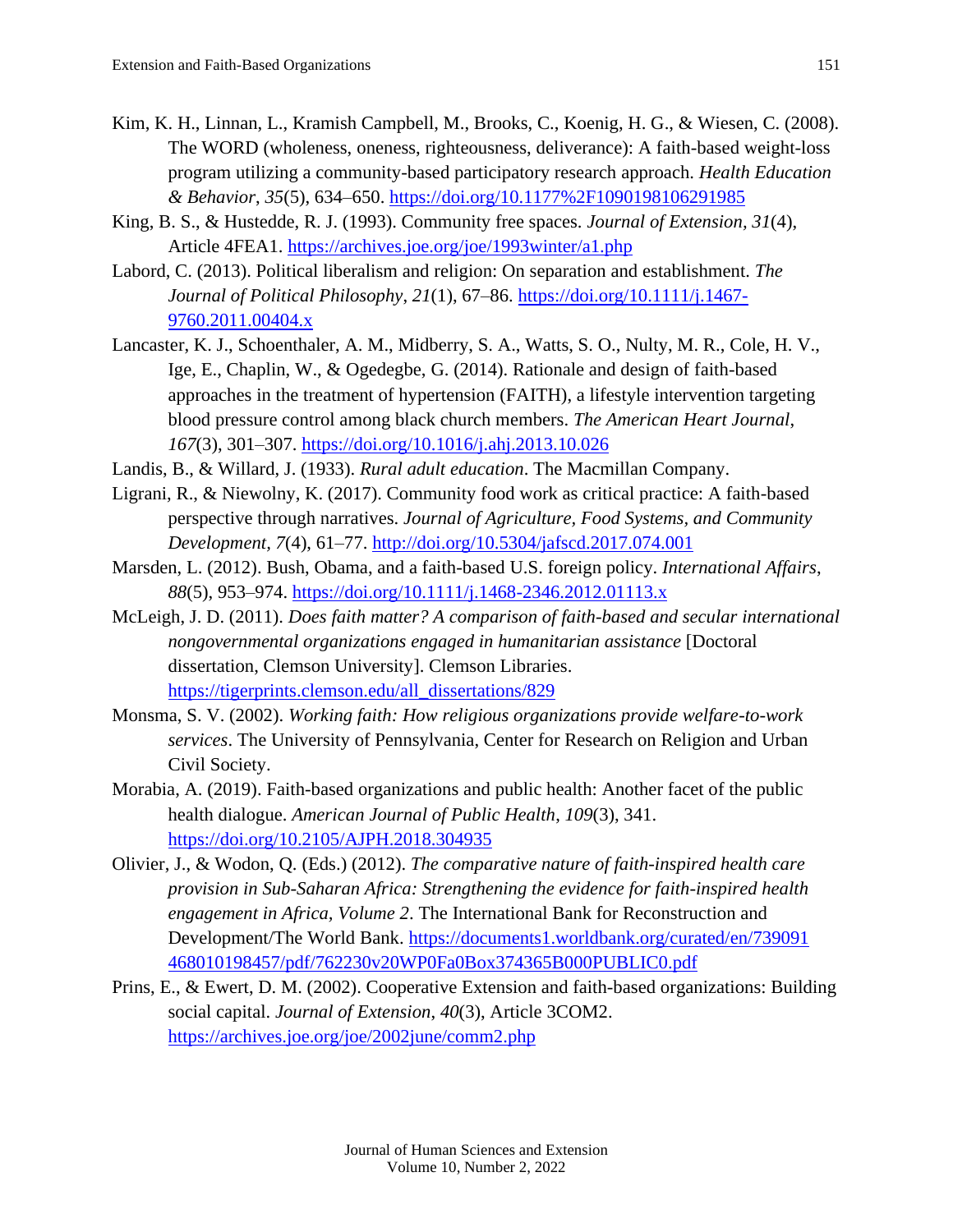Kim, K. H., Linnan, L., Kramish Campbell, M., Brooks, C., Koenig, H. G., & Wiesen, C. (2008). The WORD (wholeness, oneness, righteousness, deliverance): A faith-based weight-loss program utilizing a community-based participatory research approach. *Health Education & Behavior*, *35*(5), 634–650. https://doi.org/10.1177%2F1090198106291985

King, B. S., & Hustedde, R. J. (1993). Community free spaces. *Journal of Extension, 31*(4), Article 4FEA1. https://archives.joe.org/joe/1993winter/a1.php

Labord, C. (2013). Political liberalism and religion: On separation and establishment. *The Journal of Political Philosophy*, *21*(1), 67–86. https://doi.org/10.1111/j.1467-9760.2011.00404.x

Lancaster, K. J., Schoenthaler, A. M., Midberry, S. A., Watts, S. O., Nulty, M. R., Cole, H. V., Ige, E., Chaplin, W., & Ogedegbe, G. (2014). Rationale and design of faith-based approaches in the treatment of hypertension (FAITH), a lifestyle intervention targeting blood pressure control among black church members. *The American Heart Journal*, *167*(3), 301–307. https://doi.org/10.1016/j.ahj.2013.10.026

Landis, B., & Willard, J. (1933). *Rural adult education*. The Macmillan Company.

Ligrani, R., & Niewolny, K. (2017). Community food work as critical practice: A faith-based perspective through narratives. *Journal of Agriculture, Food Systems, and Community Development, 7*(4), 61–77. http://doi.org/10.5304/jafscd.2017.074.001

Marsden, L. (2012). Bush, Obama, and a faith-based U.S. foreign policy. *International Affairs*, *88*(5), 953–974. https://doi.org/10.1111/j.1468-2346.2012.01113.x

McLeigh, J. D. (2011). *Does faith matter? A comparison of faith-based and secular international nongovernmental organizations engaged in humanitarian assistance* [Doctoral dissertation, Clemson University]. Clemson Libraries. https://tigerprints.clemson.edu/all_dissertations/829

Monsma, S. V. (2002). *Working faith: How religious organizations provide welfare-to-work services*. The University of Pennsylvania, Center for Research on Religion and Urban Civil Society.

Morabia, A. (2019). Faith-based organizations and public health: Another facet of the public health dialogue. *American Journal of Public Health*, *109*(3), 341. https://doi.org/10.2105/AJPH.2018.304935

Olivier, J., & Wodon, Q. (Eds.) (2012). *The comparative nature of faith-inspired health care provision in Sub-Saharan Africa: Strengthening the evidence for faith-inspired health engagement in Africa, Volume 2*. The International Bank for Reconstruction and Development/The World Bank. https://documents1.worldbank.org/curated/en/739091468010198457/pdf/762230v20WP0Fa0Box374365B000PUBLIC0.pdf

Prins, E., & Ewert, D. M. (2002). Cooperative Extension and faith-based organizations: Building social capital. *Journal of Extension*, *40*(3), Article 3COM2. https://archives.joe.org/joe/2002june/comm2.php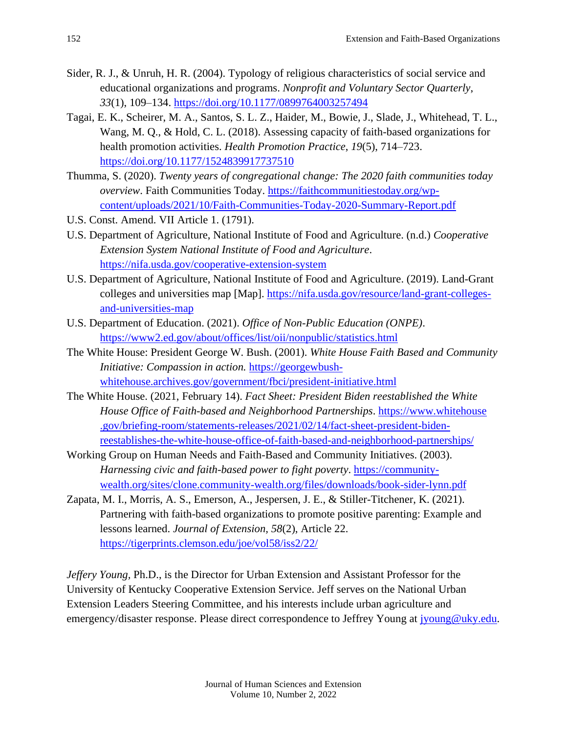Sider, R. J., & Unruh, H. R. (2004). Typology of religious characteristics of social service and educational organizations and programs. *Nonprofit and Voluntary Sector Quarterly*, *33*(1), 109–134. https://doi.org/10.1177/0899764003257494

Tagai, E. K., Scheirer, M. A., Santos, S. L. Z., Haider, M., Bowie, J., Slade, J., Whitehead, T. L., Wang, M. Q., & Hold, C. L. (2018). Assessing capacity of faith-based organizations for health promotion activities. *Health Promotion Practice*, *19*(5), 714–723. https://doi.org/10.1177/1524839917737510

Thumma, S. (2020). *Twenty years of congregational change: The 2020 faith communities today overview*. Faith Communities Today. https://faithcommunitiestoday.org/wp-content/uploads/2021/10/Faith-Communities-Today-2020-Summary-Report.pdf

U.S. Const. Amend. VII Article 1. (1791).

U.S. Department of Agriculture, National Institute of Food and Agriculture. (n.d.) *Cooperative Extension System National Institute of Food and Agriculture*. https://nifa.usda.gov/cooperative-extension-system

U.S. Department of Agriculture, National Institute of Food and Agriculture. (2019). Land-Grant colleges and universities map [Map]. https://nifa.usda.gov/resource/land-grant-colleges-and-universities-map

U.S. Department of Education. (2021). *Office of Non-Public Education (ONPE)*. https://www2.ed.gov/about/offices/list/oii/nonpublic/statistics.html

The White House: President George W. Bush. (2001). *White House Faith Based and Community Initiative: Compassion in action.* https://georgewbush-whitehouse.archives.gov/government/fbci/president-initiative.html

The White House. (2021, February 14). *Fact Sheet: President Biden reestablished the White House Office of Faith-based and Neighborhood Partnerships*. https://www.whitehouse.gov/briefing-room/statements-releases/2021/02/14/fact-sheet-president-biden-reestablishes-the-white-house-office-of-faith-based-and-neighborhood-partnerships/

Working Group on Human Needs and Faith-Based and Community Initiatives. (2003). *Harnessing civic and faith-based power to fight poverty*. https://community-wealth.org/sites/clone.community-wealth.org/files/downloads/book-sider-lynn.pdf

Zapata, M. I., Morris, A. S., Emerson, A., Jespersen, J. E., & Stiller-Titchener, K. (2021). Partnering with faith-based organizations to promote positive parenting: Example and lessons learned. *Journal of Extension*, *58*(2), Article 22. https://tigerprints.clemson.edu/joe/vol58/iss2/22/

*Jeffery Young*, Ph.D., is the Director for Urban Extension and Assistant Professor for the University of Kentucky Cooperative Extension Service. Jeff serves on the National Urban Extension Leaders Steering Committee, and his interests include urban agriculture and emergency/disaster response. Please direct correspondence to Jeffrey Young at jyoung@uky.edu.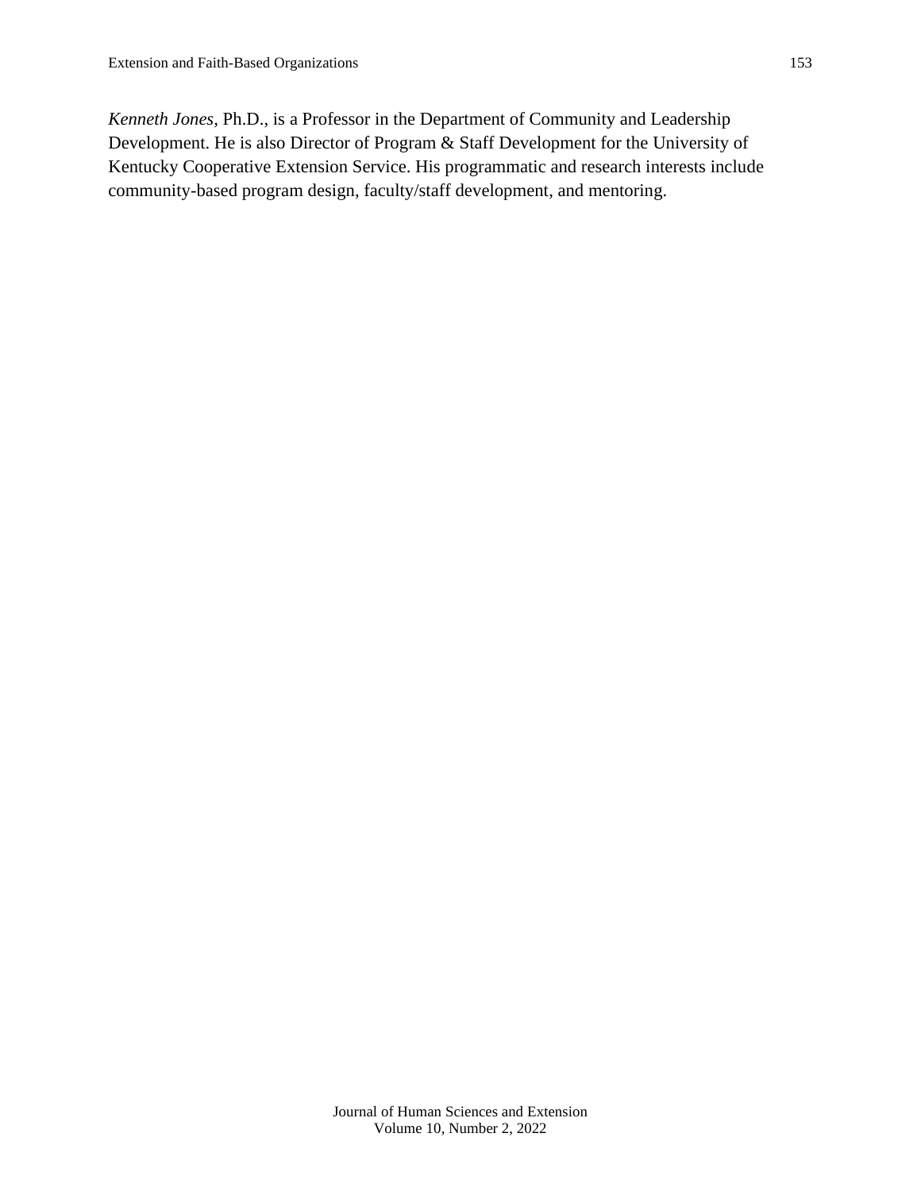*Kenneth Jones*, Ph.D., is a Professor in the Department of Community and Leadership Development. He is also Director of Program & Staff Development for the University of Kentucky Cooperative Extension Service. His programmatic and research interests include community-based program design, faculty/staff development, and mentoring.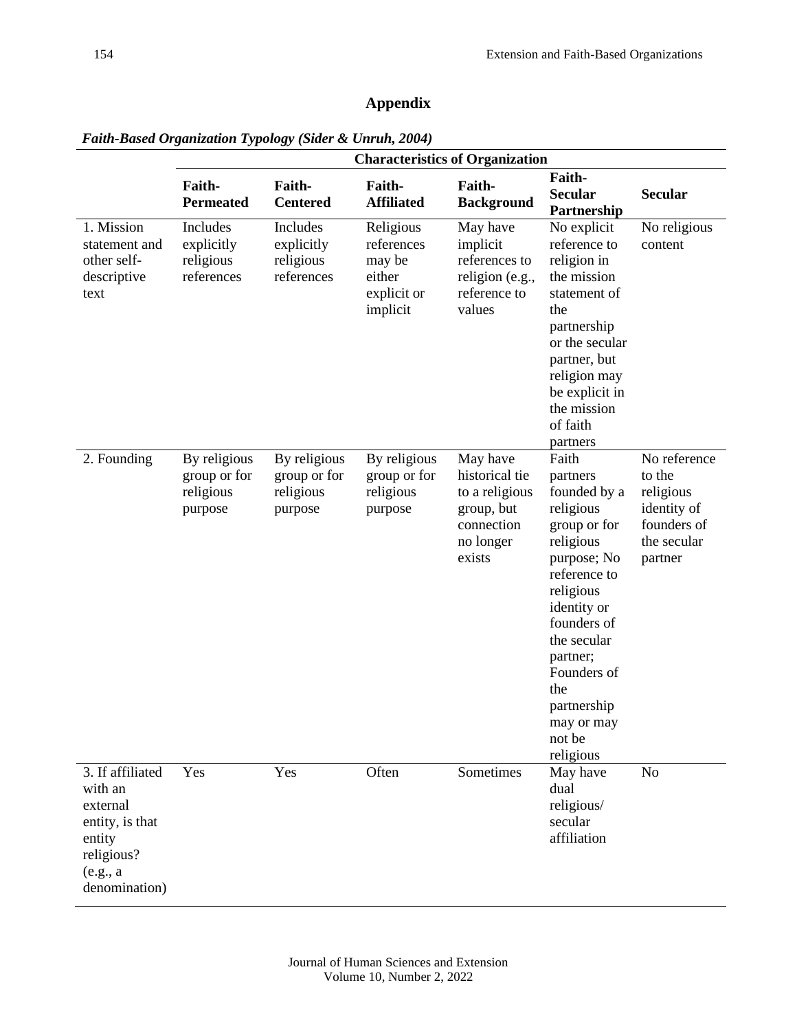## Appendix

***Faith-Based Organization Typology (Sider & Unruh, 2004)***

| | Characteristics of Organization | | | | | |
|---|---|---|---|---|---|---|
| | **Faith-Permeated** | **Faith-Centered** | **Faith-Affiliated** | **Faith-Background** | **Faith-Secular Partnership** | **Secular** |
| 1. Mission statement and other self-descriptive text | Includes explicitly religious references | Includes explicitly religious references | Religious references may be either explicit or implicit | May have implicit references to religion (e.g., reference to values | No explicit reference to religion in the mission statement of the partnership or the secular partner, but religion may be explicit in the mission of faith partners | No religious content |
| 2. Founding | By religious group or for religious purpose | By religious group or for religious purpose | By religious group or for religious purpose | May have historical tie to a religious group, but connection no longer exists | Faith partners founded by a religious group or for religious purpose; No reference to religious identity or founders of the secular partner; Founders of the partnership may or may not be religious | No reference to the religious identity of founders of the secular partner |
| 3. If affiliated with an external entity, is that entity religious? (e.g., a denomination) | Yes | Yes | Often | Sometimes | May have dual religious/ secular affiliation | No |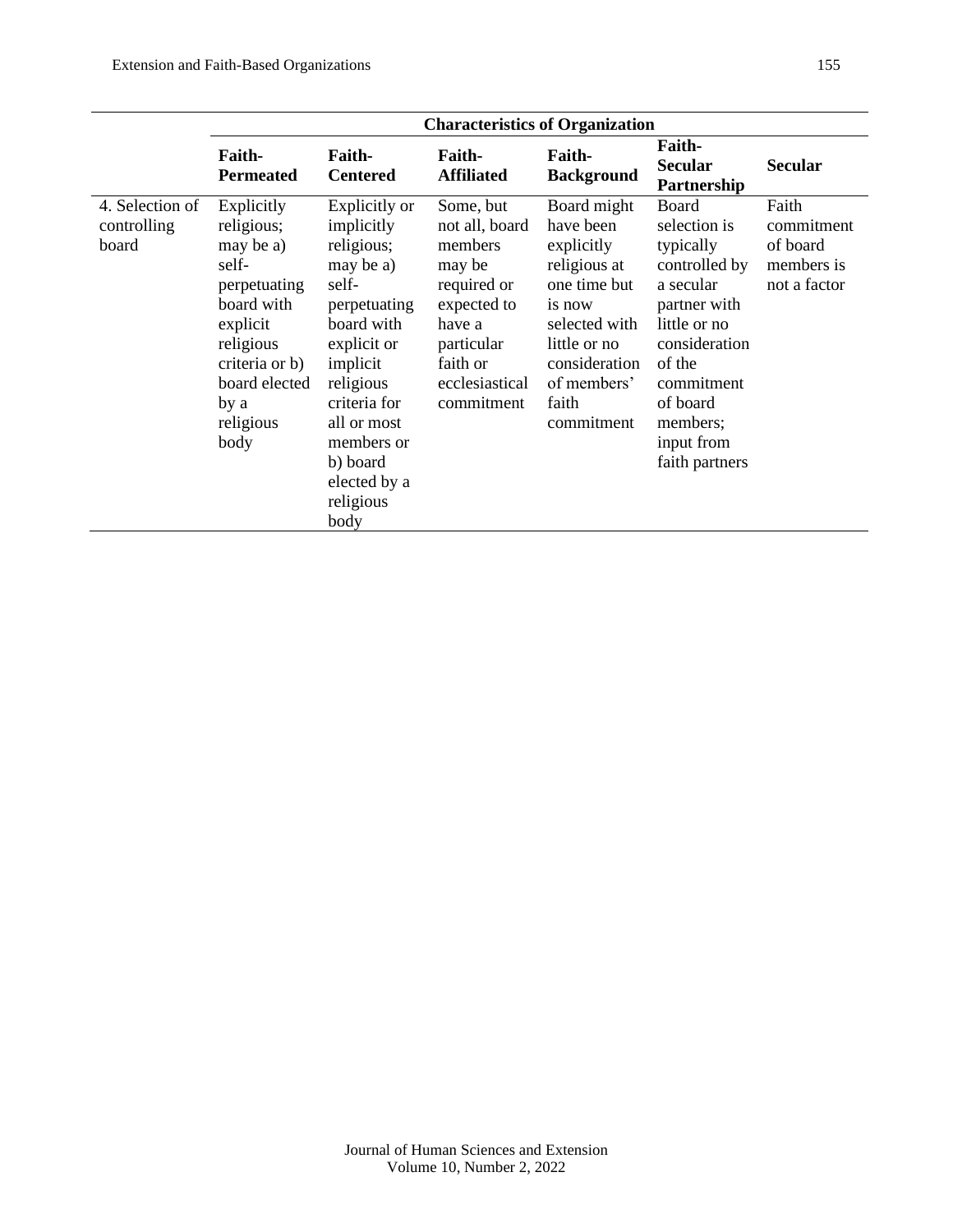| | Characteristics of Organization | | | | | |
|---|---|---|---|---|---|---|
| | **Faith-Permeated** | **Faith-Centered** | **Faith-Affiliated** | **Faith-Background** | **Faith-Secular Partnership** | **Secular** |
| 4. Selection of controlling board | Explicitly religious; may be a) self-perpetuating board with explicit religious criteria or b) board elected by a religious body | Explicitly or implicitly religious; may be a) self-perpetuating board with explicit or implicit religious criteria for all or most members or b) board elected by a religious body | Some, but not all, board members may be required or expected to have a particular faith or ecclesiastical commitment | Board might have been explicitly religious at one time but is now selected with little or no consideration of members' faith commitment | Board selection is typically controlled by a secular partner with little or no consideration of the commitment of board members; input from faith partners | Faith commitment of board members is not a factor |